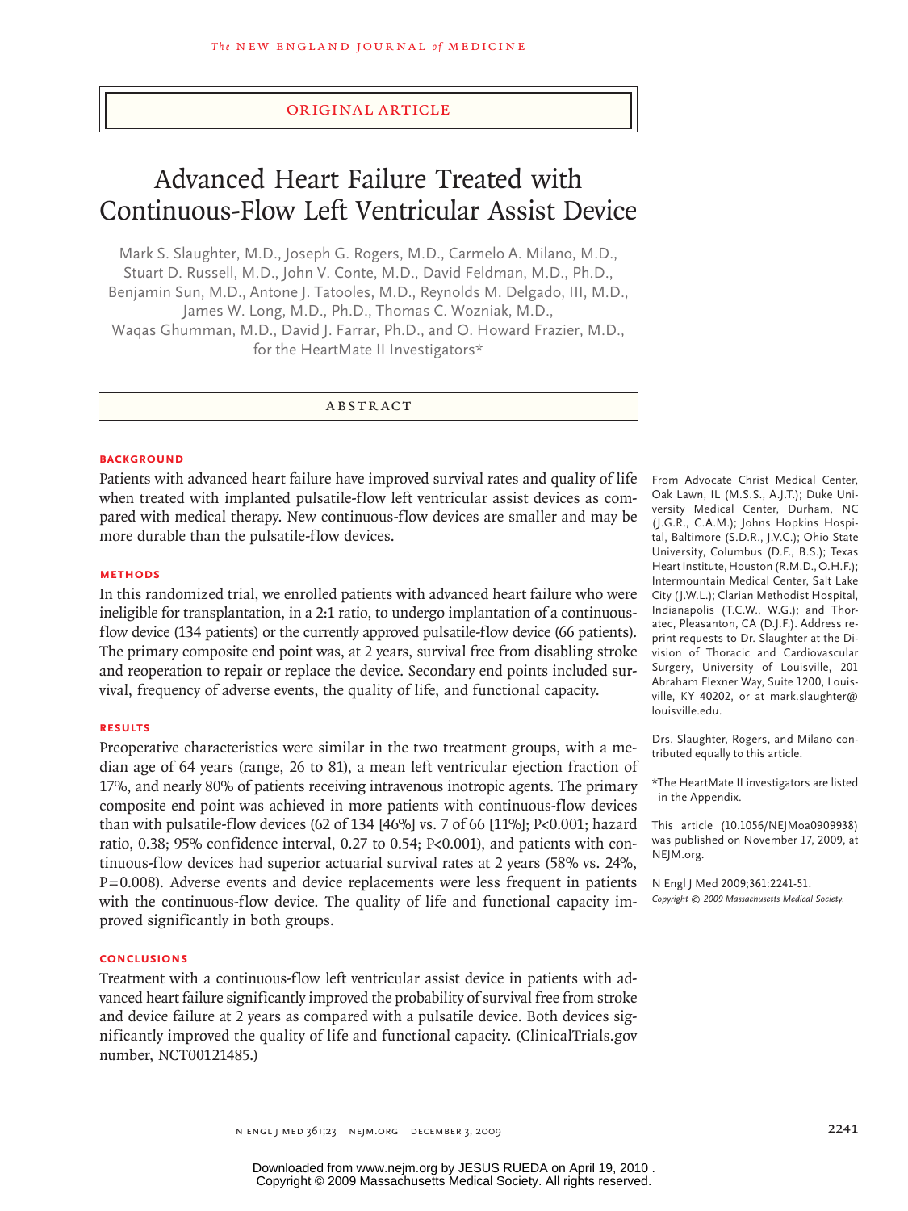ORIGINAL ARTICLE

# Advanced Heart Failure Treated with Continuous-Flow Left Ventricular Assist Device

Mark S. Slaughter, M.D., Joseph G. Rogers, M.D., Carmelo A. Milano, M.D., Stuart D. Russell, M.D., John V. Conte, M.D., David Feldman, M.D., Ph.D., Benjamin Sun, M.D., Antone J. Tatooles, M.D., Reynolds M. Delgado, III, M.D., James W. Long, M.D., Ph.D., Thomas C. Wozniak, M.D., Waqas Ghumman, M.D., David J. Farrar, Ph.D., and O. Howard Frazier, M.D., for the HeartMate II Investigators*

## ABSTRACT

### BACKGROUND

Patients with advanced heart failure have improved survival rates and quality of life when treated with implanted pulsatile-flow left ventricular assist devices as compared with medical therapy. New continuous-flow devices are smaller and may be more durable than the pulsatile-flow devices.

### METHODS

In this randomized trial, we enrolled patients with advanced heart failure who were ineligible for transplantation, in a 2:1 ratio, to undergo implantation of a continuous-flow device (134 patients) or the currently approved pulsatile-flow device (66 patients). The primary composite end point was, at 2 years, survival free from disabling stroke and reoperation to repair or replace the device. Secondary end points included survival, frequency of adverse events, the quality of life, and functional capacity.

### RESULTS

Preoperative characteristics were similar in the two treatment groups, with a median age of 64 years (range, 26 to 81), a mean left ventricular ejection fraction of 17%, and nearly 80% of patients receiving intravenous inotropic agents. The primary composite end point was achieved in more patients with continuous-flow devices than with pulsatile-flow devices (62 of 134 [46%] vs. 7 of 66 [11%]; P<0.001; hazard ratio, 0.38; 95% confidence interval, 0.27 to 0.54; P<0.001), and patients with continuous-flow devices had superior actuarial survival rates at 2 years (58% vs. 24%, P=0.008). Adverse events and device replacements were less frequent in patients with the continuous-flow device. The quality of life and functional capacity improved significantly in both groups.

### CONCLUSIONS

Treatment with a continuous-flow left ventricular assist device in patients with advanced heart failure significantly improved the probability of survival free from stroke and device failure at 2 years as compared with a pulsatile device. Both devices significantly improved the quality of life and functional capacity. (ClinicalTrials.gov number, NCT00121485.)

From Advocate Christ Medical Center, Oak Lawn, IL (M.S.S., A.J.T.); Duke University Medical Center, Durham, NC (J.G.R., C.A.M.); Johns Hopkins Hospital, Baltimore (S.D.R., J.V.C.); Ohio State University, Columbus (D.F., B.S.); Texas Heart Institute, Houston (R.M.D., O.H.F.); Intermountain Medical Center, Salt Lake City (J.W.L.); Clarian Methodist Hospital, Indianapolis (T.C.W., W.G.); and Thoratec, Pleasanton, CA (D.J.F.). Address reprint requests to Dr. Slaughter at the Division of Thoracic and Cardiovascular Surgery, University of Louisville, 201 Abraham Flexner Way, Suite 1200, Louisville, KY 40202, or at mark.slaughter@louisville.edu.

Drs. Slaughter, Rogers, and Milano contributed equally to this article.

*The HeartMate II investigators are listed in the Appendix.

This article (10.1056/NEJMoa0909938) was published on November 17, 2009, at NEJM.org.

N Engl J Med 2009;361:2241-51.
*Copyright © 2009 Massachusetts Medical Society.*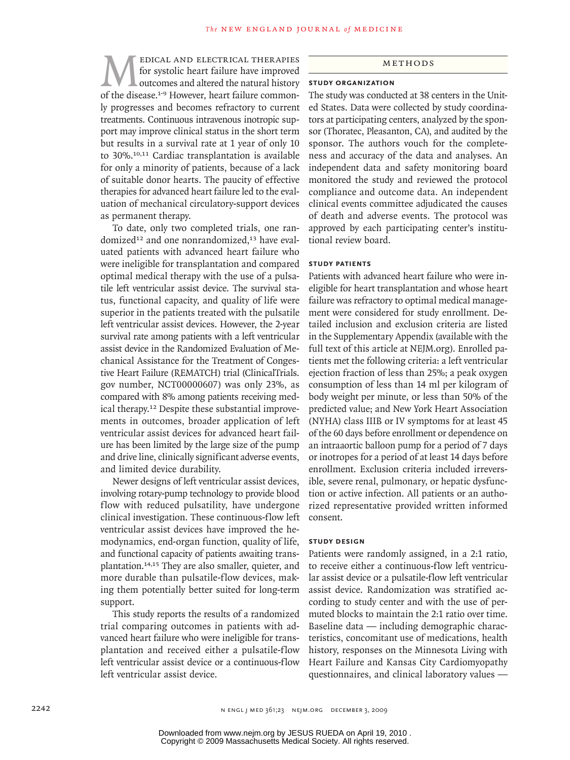Medical and electrical therapies for systolic heart failure have improved outcomes and altered the natural history of the disease.[1-9] However, heart failure commonly progresses and becomes refractory to current treatments. Continuous intravenous inotropic support may improve clinical status in the short term but results in a survival rate at 1 year of only 10 to 30%.[10,11] Cardiac transplantation is available for only a minority of patients, because of a lack of suitable donor hearts. The paucity of effective therapies for advanced heart failure led to the evaluation of mechanical circulatory-support devices as permanent therapy.

To date, only two completed trials, one randomized[12] and one nonrandomized,[13] have evaluated patients with advanced heart failure who were ineligible for transplantation and compared optimal medical therapy with the use of a pulsatile left ventricular assist device. The survival status, functional capacity, and quality of life were superior in the patients treated with the pulsatile left ventricular assist devices. However, the 2-year survival rate among patients with a left ventricular assist device in the Randomized Evaluation of Mechanical Assistance for the Treatment of Congestive Heart Failure (REMATCH) trial (ClinicalTrials.gov number, NCT00000607) was only 23%, as compared with 8% among patients receiving medical therapy.[12] Despite these substantial improvements in outcomes, broader application of left ventricular assist devices for advanced heart failure has been limited by the large size of the pump and drive line, clinically significant adverse events, and limited device durability.

Newer designs of left ventricular assist devices, involving rotary-pump technology to provide blood flow with reduced pulsatility, have undergone clinical investigation. These continuous-flow left ventricular assist devices have improved the hemodynamics, end-organ function, quality of life, and functional capacity of patients awaiting transplantation.[14,15] They are also smaller, quieter, and more durable than pulsatile-flow devices, making them potentially better suited for long-term support.

This study reports the results of a randomized trial comparing outcomes in patients with advanced heart failure who were ineligible for transplantation and received either a pulsatile-flow left ventricular assist device or a continuous-flow left ventricular assist device.

## Methods

### Study Organization

The study was conducted at 38 centers in the United States. Data were collected by study coordinators at participating centers, analyzed by the sponsor (Thoratec, Pleasanton, CA), and audited by the sponsor. The authors vouch for the completeness and accuracy of the data and analyses. An independent data and safety monitoring board monitored the study and reviewed the protocol compliance and outcome data. An independent clinical events committee adjudicated the causes of death and adverse events. The protocol was approved by each participating center's institutional review board.

### Study Patients

Patients with advanced heart failure who were ineligible for heart transplantation and whose heart failure was refractory to optimal medical management were considered for study enrollment. Detailed inclusion and exclusion criteria are listed in the Supplementary Appendix (available with the full text of this article at NEJM.org). Enrolled patients met the following criteria: a left ventricular ejection fraction of less than 25%; a peak oxygen consumption of less than 14 ml per kilogram of body weight per minute, or less than 50% of the predicted value; and New York Heart Association (NYHA) class IIIB or IV symptoms for at least 45 of the 60 days before enrollment or dependence on an intraaortic balloon pump for a period of 7 days or inotropes for a period of at least 14 days before enrollment. Exclusion criteria included irreversible, severe renal, pulmonary, or hepatic dysfunction or active infection. All patients or an authorized representative provided written informed consent.

### Study Design

Patients were randomly assigned, in a 2:1 ratio, to receive either a continuous-flow left ventricular assist device or a pulsatile-flow left ventricular assist device. Randomization was stratified according to study center and with the use of permuted blocks to maintain the 2:1 ratio over time. Baseline data — including demographic characteristics, concomitant use of medications, health history, responses on the Minnesota Living with Heart Failure and Kansas City Cardiomyopathy questionnaires, and clinical laboratory values —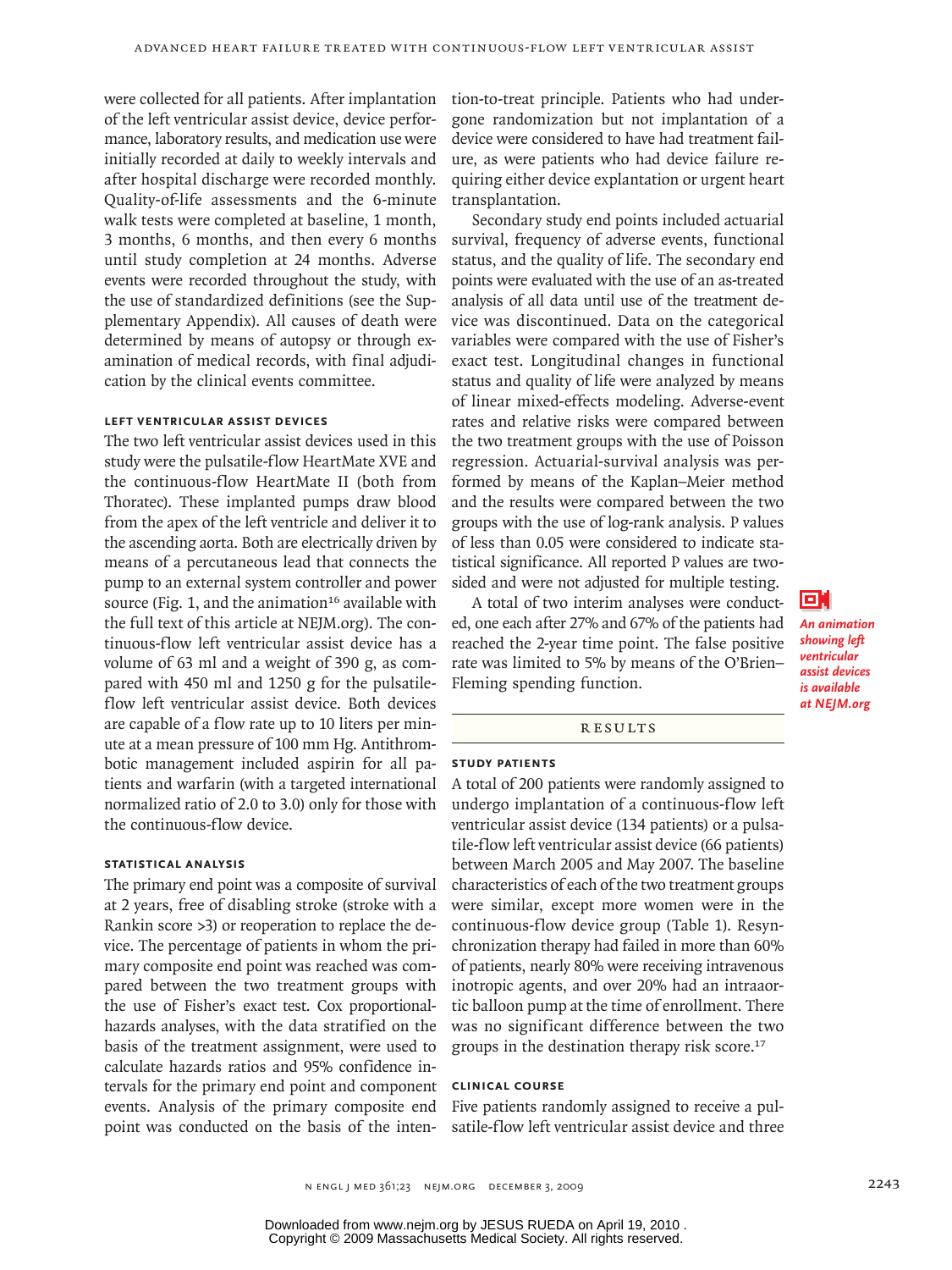were collected for all patients. After implantation of the left ventricular assist device, device performance, laboratory results, and medication use were initially recorded at daily to weekly intervals and after hospital discharge were recorded monthly. Quality-of-life assessments and the 6-minute walk tests were completed at baseline, 1 month, 3 months, 6 months, and then every 6 months until study completion at 24 months. Adverse events were recorded throughout the study, with the use of standardized definitions (see the Supplementary Appendix). All causes of death were determined by means of autopsy or through examination of medical records, with final adjudication by the clinical events committee.

### LEFT VENTRICULAR ASSIST DEVICES

The two left ventricular assist devices used in this study were the pulsatile-flow HeartMate XVE and the continuous-flow HeartMate II (both from Thoratec). These implanted pumps draw blood from the apex of the left ventricle and deliver it to the ascending aorta. Both are electrically driven by means of a percutaneous lead that connects the pump to an external system controller and power source (Fig. 1, and the animation[16] available with the full text of this article at NEJM.org). The continuous-flow left ventricular assist device has a volume of 63 ml and a weight of 390 g, as compared with 450 ml and 1250 g for the pulsatile-flow left ventricular assist device. Both devices are capable of a flow rate up to 10 liters per minute at a mean pressure of 100 mm Hg. Antithrombotic management included aspirin for all patients and warfarin (with a targeted international normalized ratio of 2.0 to 3.0) only for those with the continuous-flow device.

### STATISTICAL ANALYSIS

The primary end point was a composite of survival at 2 years, free of disabling stroke (stroke with a Rankin score >3) or reoperation to replace the device. The percentage of patients in whom the primary composite end point was reached was compared between the two treatment groups with the use of Fisher's exact test. Cox proportional-hazards analyses, with the data stratified on the basis of the treatment assignment, were used to calculate hazards ratios and 95% confidence intervals for the primary end point and component events. Analysis of the primary composite end point was conducted on the basis of the intention-to-treat principle. Patients who had undergone randomization but not implantation of a device were considered to have had treatment failure, as were patients who had device failure requiring either device explantation or urgent heart transplantation.

Secondary study end points included actuarial survival, frequency of adverse events, functional status, and the quality of life. The secondary end points were evaluated with the use of an as-treated analysis of all data until use of the treatment device was discontinued. Data on the categorical variables were compared with the use of Fisher's exact test. Longitudinal changes in functional status and quality of life were analyzed by means of linear mixed-effects modeling. Adverse-event rates and relative risks were compared between the two treatment groups with the use of Poisson regression. Actuarial-survival analysis was performed by means of the Kaplan–Meier method and the results were compared between the two groups with the use of log-rank analysis. P values of less than 0.05 were considered to indicate statistical significance. All reported P values are two-sided and were not adjusted for multiple testing.

A total of two interim analyses were conducted, one each after 27% and 67% of the patients had reached the 2-year time point. The false positive rate was limited to 5% by means of the O'Brien–Fleming spending function.

*An animation showing left ventricular assist devices is available at NEJM.org*

## RESULTS

### STUDY PATIENTS

A total of 200 patients were randomly assigned to undergo implantation of a continuous-flow left ventricular assist device (134 patients) or a pulsatile-flow left ventricular assist device (66 patients) between March 2005 and May 2007. The baseline characteristics of each of the two treatment groups were similar, except more women were in the continuous-flow device group (Table 1). Resynchronization therapy had failed in more than 60% of patients, nearly 80% were receiving intravenous inotropic agents, and over 20% had an intraaortic balloon pump at the time of enrollment. There was no significant difference between the two groups in the destination therapy risk score.[17]

### CLINICAL COURSE

Five patients randomly assigned to receive a pulsatile-flow left ventricular assist device and three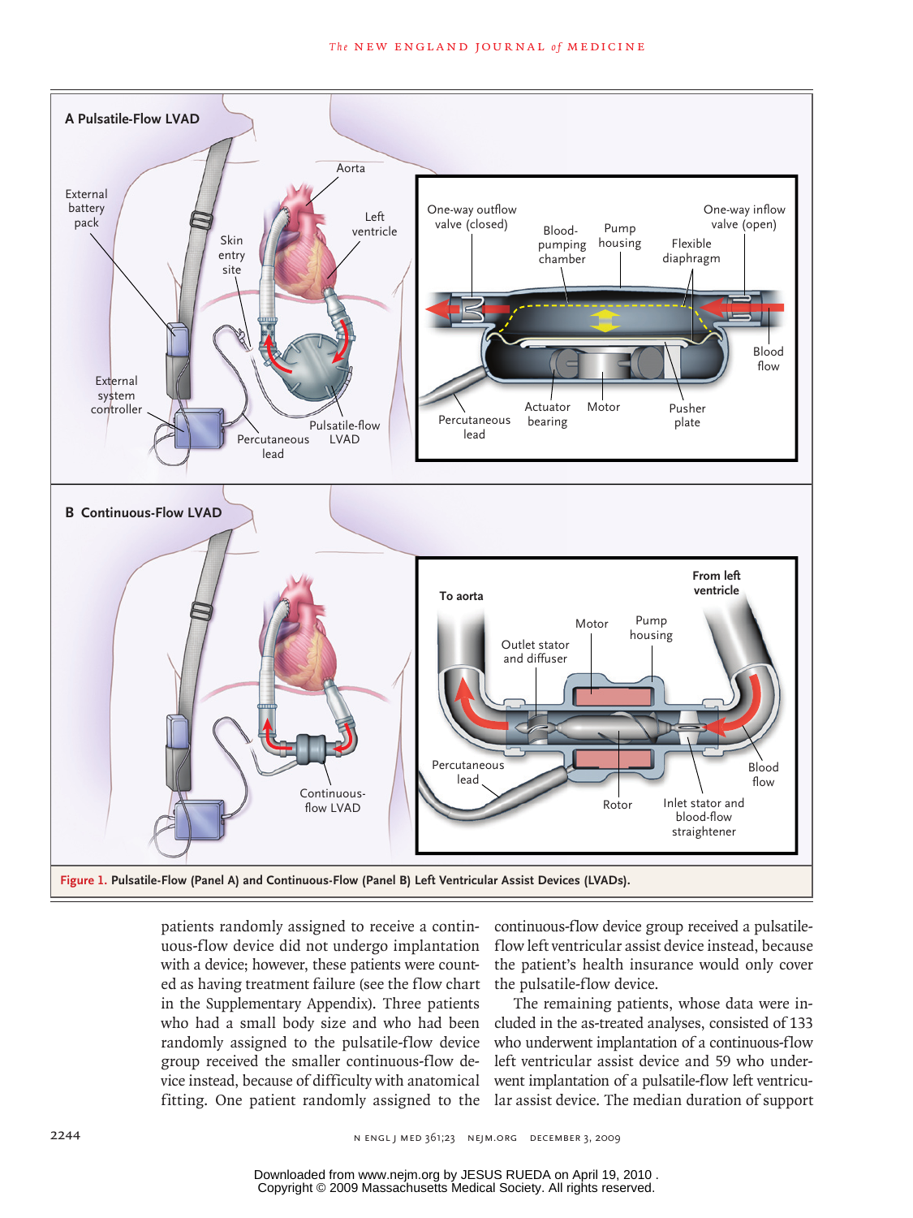**Figure 1. Pulsatile-Flow (Panel A) and Continuous-Flow (Panel B) Left Ventricular Assist Devices (LVADs).**

patients randomly assigned to receive a continuous-flow device did not undergo implantation with a device; however, these patients were counted as having treatment failure (see the flow chart in the Supplementary Appendix). Three patients who had a small body size and who had been randomly assigned to the pulsatile-flow device group received the smaller continuous-flow device instead, because of difficulty with anatomical fitting. One patient randomly assigned to the continuous-flow device group received a pulsatile-flow left ventricular assist device instead, because the patient's health insurance would only cover the pulsatile-flow device.

The remaining patients, whose data were included in the as-treated analyses, consisted of 133 who underwent implantation of a continuous-flow left ventricular assist device and 59 who underwent implantation of a pulsatile-flow left ventricular assist device. The median duration of support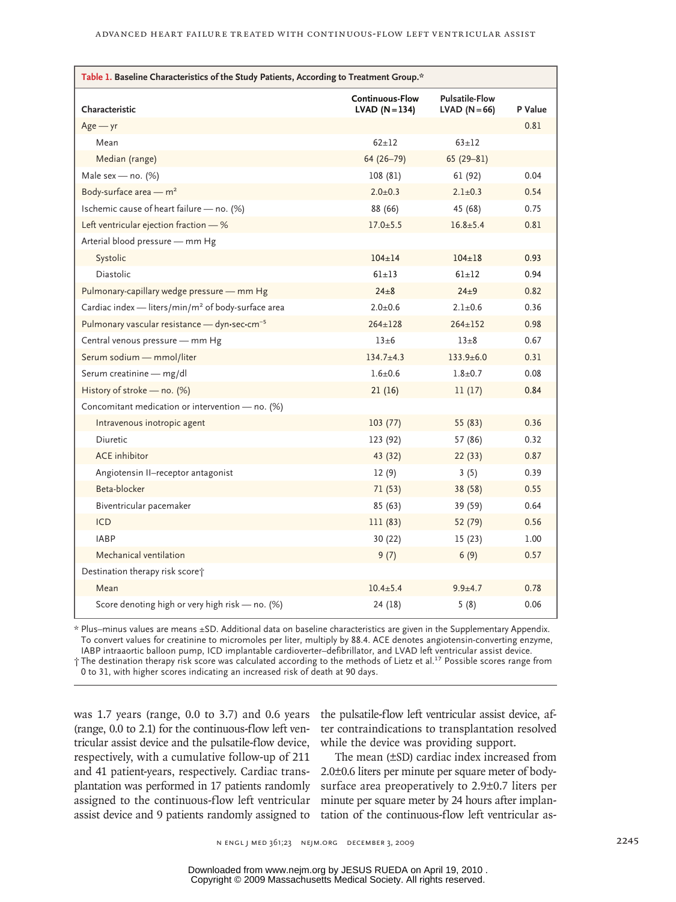**Table 1. Baseline Characteristics of the Study Patients, According to Treatment Group.***

| Characteristic | Continuous-Flow LVAD (N=134) | Pulsatile-Flow LVAD (N=66) | P Value |
|---|---|---|---|
| Age — yr | | | 0.81 |
| Mean | 62±12 | 63±12 | |
| Median (range) | 64 (26–79) | 65 (29–81) | |
| Male sex — no. (%) | 108 (81) | 61 (92) | 0.04 |
| Body-surface area — m² | 2.0±0.3 | 2.1±0.3 | 0.54 |
| Ischemic cause of heart failure — no. (%) | 88 (66) | 45 (68) | 0.75 |
| Left ventricular ejection fraction — % | 17.0±5.5 | 16.8±5.4 | 0.81 |
| Arterial blood pressure — mm Hg | | | |
| Systolic | 104±14 | 104±18 | 0.93 |
| Diastolic | 61±13 | 61±12 | 0.94 |
| Pulmonary-capillary wedge pressure — mm Hg | 24±8 | 24±9 | 0.82 |
| Cardiac index — liters/min/m² of body-surface area | 2.0±0.6 | 2.1±0.6 | 0.36 |
| Pulmonary vascular resistance — dyn•sec•cm⁻⁵ | 264±128 | 264±152 | 0.98 |
| Central venous pressure — mm Hg | 13±6 | 13±8 | 0.67 |
| Serum sodium — mmol/liter | 134.7±4.3 | 133.9±6.0 | 0.31 |
| Serum creatinine — mg/dl | 1.6±0.6 | 1.8±0.7 | 0.08 |
| History of stroke — no. (%) | 21 (16) | 11 (17) | 0.84 |
| Concomitant medication or intervention — no. (%) | | | |
| Intravenous inotropic agent | 103 (77) | 55 (83) | 0.36 |
| Diuretic | 123 (92) | 57 (86) | 0.32 |
| ACE inhibitor | 43 (32) | 22 (33) | 0.87 |
| Angiotensin II–receptor antagonist | 12 (9) | 3 (5) | 0.39 |
| Beta-blocker | 71 (53) | 38 (58) | 0.55 |
| Biventricular pacemaker | 85 (63) | 39 (59) | 0.64 |
| ICD | 111 (83) | 52 (79) | 0.56 |
| IABP | 30 (22) | 15 (23) | 1.00 |
| Mechanical ventilation | 9 (7) | 6 (9) | 0.57 |
| Destination therapy risk score† | | | |
| Mean | 10.4±5.4 | 9.9±4.7 | 0.78 |
| Score denoting high or very high risk — no. (%) | 24 (18) | 5 (8) | 0.06 |

\* Plus–minus values are means ±SD. Additional data on baseline characteristics are given in the Supplementary Appendix. To convert values for creatinine to micromoles per liter, multiply by 88.4. ACE denotes angiotensin-converting enzyme, IABP intraaortic balloon pump, ICD implantable cardioverter–defibrillator, and LVAD left ventricular assist device.

† The destination therapy risk score was calculated according to the methods of Lietz et al.[17] Possible scores range from 0 to 31, with higher scores indicating an increased risk of death at 90 days.

was 1.7 years (range, 0.0 to 3.7) and 0.6 years (range, 0.0 to 2.1) for the continuous-flow left ventricular assist device and the pulsatile-flow device, respectively, with a cumulative follow-up of 211 and 41 patient-years, respectively. Cardiac transplantation was performed in 17 patients randomly assigned to the continuous-flow left ventricular assist device and 9 patients randomly assigned to the pulsatile-flow left ventricular assist device, after contraindications to transplantation resolved while the device was providing support.

The mean (±SD) cardiac index increased from 2.0±0.6 liters per minute per square meter of body-surface area preoperatively to 2.9±0.7 liters per minute per square meter by 24 hours after implantation of the continuous-flow left ventricular as-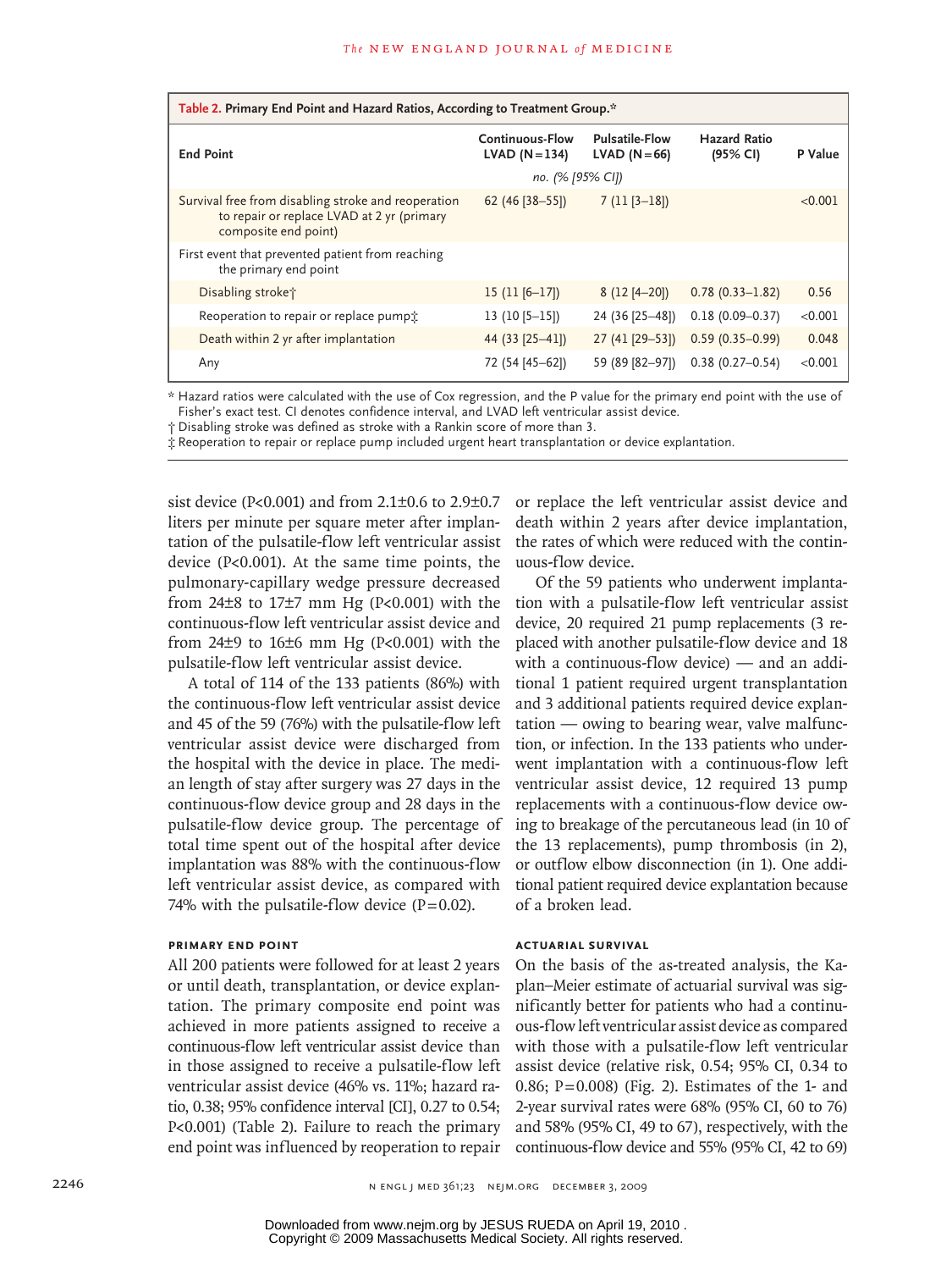**Table 2. Primary End Point and Hazard Ratios, According to Treatment Group.***

| End Point | Continuous-Flow LVAD (N=134) | Pulsatile-Flow LVAD (N=66) | Hazard Ratio (95% CI) | P Value |
|---|---|---|---|---|
| | *no. (% [95% CI])* | | | |
| Survival free from disabling stroke and reoperation to repair or replace LVAD at 2 yr (primary composite end point) | 62 (46 [38–55]) | 7 (11 [3–18]) | | <0.001 |
| First event that prevented patient from reaching the primary end point | | | | |
| Disabling stroke† | 15 (11 [6–17]) | 8 (12 [4–20]) | 0.78 (0.33–1.82) | 0.56 |
| Reoperation to repair or replace pump‡ | 13 (10 [5–15]) | 24 (36 [25–48]) | 0.18 (0.09–0.37) | <0.001 |
| Death within 2 yr after implantation | 44 (33 [25–41]) | 27 (41 [29–53]) | 0.59 (0.35–0.99) | 0.048 |
| Any | 72 (54 [45–62]) | 59 (89 [82–97]) | 0.38 (0.27–0.54) | <0.001 |

\* Hazard ratios were calculated with the use of Cox regression, and the P value for the primary end point with the use of Fisher's exact test. CI denotes confidence interval, and LVAD left ventricular assist device.

† Disabling stroke was defined as stroke with a Rankin score of more than 3.

‡ Reoperation to repair or replace pump included urgent heart transplantation or device explantation.

sist device (P<0.001) and from 2.1±0.6 to 2.9±0.7 liters per minute per square meter after implantation of the pulsatile-flow left ventricular assist device (P<0.001). At the same time points, the pulmonary-capillary wedge pressure decreased from 24±8 to 17±7 mm Hg (P<0.001) with the continuous-flow left ventricular assist device and from 24±9 to 16±6 mm Hg (P<0.001) with the pulsatile-flow left ventricular assist device.

A total of 114 of the 133 patients (86%) with the continuous-flow left ventricular assist device and 45 of the 59 (76%) with the pulsatile-flow left ventricular assist device were discharged from the hospital with the device in place. The median length of stay after surgery was 27 days in the continuous-flow device group and 28 days in the pulsatile-flow device group. The percentage of total time spent out of the hospital after device implantation was 88% with the continuous-flow left ventricular assist device, as compared with 74% with the pulsatile-flow device (P=0.02).

### PRIMARY END POINT

All 200 patients were followed for at least 2 years or until death, transplantation, or device explantation. The primary composite end point was achieved in more patients assigned to receive a continuous-flow left ventricular assist device than in those assigned to receive a pulsatile-flow left ventricular assist device (46% vs. 11%; hazard ratio, 0.38; 95% confidence interval [CI], 0.27 to 0.54; P<0.001) (Table 2). Failure to reach the primary end point was influenced by reoperation to repair or replace the left ventricular assist device and death within 2 years after device implantation, the rates of which were reduced with the continuous-flow device.

Of the 59 patients who underwent implantation with a pulsatile-flow left ventricular assist device, 20 required 21 pump replacements (3 replaced with another pulsatile-flow device and 18 with a continuous-flow device) — and an additional 1 patient required urgent transplantation and 3 additional patients required device explantation — owing to bearing wear, valve malfunction, or infection. In the 133 patients who underwent implantation with a continuous-flow left ventricular assist device, 12 required 13 pump replacements with a continuous-flow device owing to breakage of the percutaneous lead (in 10 of the 13 replacements), pump thrombosis (in 2), or outflow elbow disconnection (in 1). One additional patient required device explantation because of a broken lead.

### ACTUARIAL SURVIVAL

On the basis of the as-treated analysis, the Kaplan–Meier estimate of actuarial survival was significantly better for patients who had a continuous-flow left ventricular assist device as compared with those with a pulsatile-flow left ventricular assist device (relative risk, 0.54; 95% CI, 0.34 to 0.86; P=0.008) (Fig. 2). Estimates of the 1- and 2-year survival rates were 68% (95% CI, 60 to 76) and 58% (95% CI, 49 to 67), respectively, with the continuous-flow device and 55% (95% CI, 42 to 69)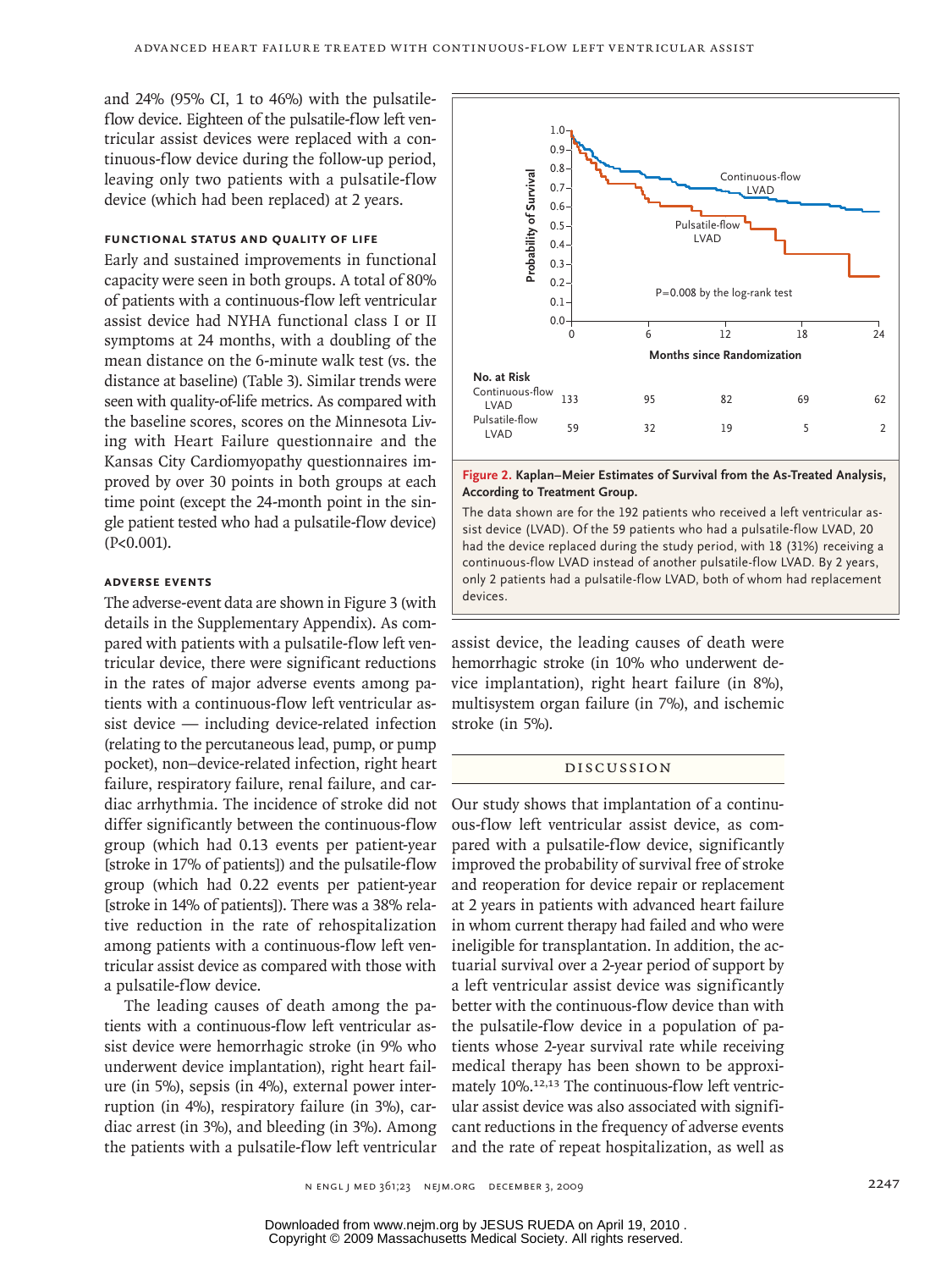and 24% (95% CI, 1 to 46%) with the pulsatile-flow device. Eighteen of the pulsatile-flow left ventricular assist devices were replaced with a continuous-flow device during the follow-up period, leaving only two patients with a pulsatile-flow device (which had been replaced) at 2 years.

### FUNCTIONAL STATUS AND QUALITY OF LIFE

Early and sustained improvements in functional capacity were seen in both groups. A total of 80% of patients with a continuous-flow left ventricular assist device had NYHA functional class I or II symptoms at 24 months, with a doubling of the mean distance on the 6-minute walk test (vs. the distance at baseline) (Table 3). Similar trends were seen with quality-of-life metrics. As compared with the baseline scores, scores on the Minnesota Living with Heart Failure questionnaire and the Kansas City Cardiomyopathy questionnaires improved by over 30 points in both groups at each time point (except the 24-month point in the single patient tested who had a pulsatile-flow device) ($P<0.001$).

### ADVERSE EVENTS

The adverse-event data are shown in Figure 3 (with details in the Supplementary Appendix). As compared with patients with a pulsatile-flow left ventricular device, there were significant reductions in the rates of major adverse events among patients with a continuous-flow left ventricular assist device — including device-related infection (relating to the percutaneous lead, pump, or pump pocket), non–device-related infection, right heart failure, respiratory failure, renal failure, and cardiac arrhythmia. The incidence of stroke did not differ significantly between the continuous-flow group (which had 0.13 events per patient-year [stroke in 17% of patients]) and the pulsatile-flow group (which had 0.22 events per patient-year [stroke in 14% of patients]). There was a 38% relative reduction in the rate of rehospitalization among patients with a continuous-flow left ventricular assist device as compared with those with a pulsatile-flow device.

The leading causes of death among the patients with a continuous-flow left ventricular assist device were hemorrhagic stroke (in 9% who underwent device implantation), right heart failure (in 5%), sepsis (in 4%), external power interruption (in 4%), respiratory failure (in 3%), cardiac arrest (in 3%), and bleeding (in 3%). Among the patients with a pulsatile-flow left ventricular assist device, the leading causes of death were hemorrhagic stroke (in 10% who underwent device implantation), right heart failure (in 8%), multisystem organ failure (in 7%), and ischemic stroke (in 5%).

**Figure 2. Kaplan–Meier Estimates of Survival from the As-Treated Analysis, According to Treatment Group.**

The data shown are for the 192 patients who received a left ventricular assist device (LVAD). Of the 59 patients who had a pulsatile-flow LVAD, 20 had the device replaced during the study period, with 18 (31%) receiving a continuous-flow LVAD instead of another pulsatile-flow LVAD. By 2 years, only 2 patients had a pulsatile-flow LVAD, both of whom had replacement devices.

| No. at Risk | 0 | 6 | 12 | 18 | 24 |
|---|---|---|---|---|---|
| Continuous-flow LVAD | 133 | 95 | 82 | 69 | 62 |
| Pulsatile-flow LVAD | 59 | 32 | 19 | 5 | 2 |

## DISCUSSION

Our study shows that implantation of a continuous-flow left ventricular assist device, as compared with a pulsatile-flow device, significantly improved the probability of survival free of stroke and reoperation for device repair or replacement at 2 years in patients with advanced heart failure in whom current therapy had failed and who were ineligible for transplantation. In addition, the actuarial survival over a 2-year period of support by a left ventricular assist device was significantly better with the continuous-flow device than with the pulsatile-flow device in a population of patients whose 2-year survival rate while receiving medical therapy has been shown to be approximately 10%.[12,13] The continuous-flow left ventricular assist device was also associated with significant reductions in the frequency of adverse events and the rate of repeat hospitalization, as well as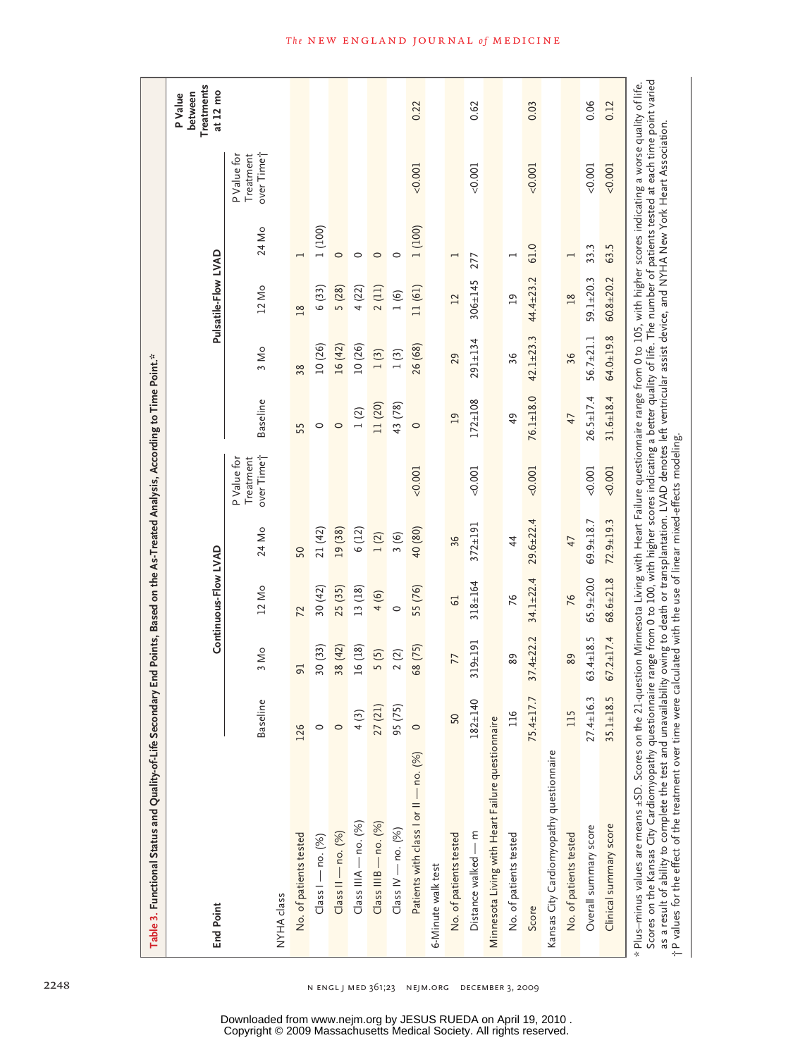**Table 3. Functional Status and Quality-of-Life Secondary End Points, Based on the As-Treated Analysis, According to Time Point.***

| End Point | Continuous-Flow LVAD | | | | | Pulsatile-Flow LVAD | | | | | P Value between Treatments at 12 mo |
|---|---|---|---|---|---|---|---|---|---|---|---|
| | Baseline | 3 Mo | 12 Mo | 24 Mo | P Value for Treatment over Time† | Baseline | 3 Mo | 12 Mo | 24 Mo | P Value for Treatment over Time† | |
| NYHA class | | | | | | | | | | | |
| No. of patients tested | 126 | 91 | 72 | 50 | | 55 | 38 | 18 | 1 | | |
| Class I — no. (%) | 0 | 30 (33) | 30 (42) | 21 (42) | | 0 | 10 (26) | 6 (33) | 1 (100) | | |
| Class II — no. (%) | 0 | 38 (42) | 25 (35) | 19 (38) | | 0 | 16 (42) | 5 (28) | 0 | | |
| Class IIIA — no. (%) | 4 (3) | 16 (18) | 13 (18) | 6 (12) | | 1 (2) | 10 (26) | 4 (22) | 0 | | |
| Class IIIB — no. (%) | 27 (21) | 5 (5) | 4 (6) | 1 (2) | | 11 (20) | 1 (3) | 2 (11) | 0 | | |
| Class IV — no. (%) | 95 (75) | 2 (2) | 0 | 3 (6) | | 43 (78) | 1 (3) | 1 (6) | 0 | | |
| Patients with class I or II — no. (%) | 0 | 68 (75) | 55 (76) | 40 (80) | <0.001 | 0 | 26 (68) | 11 (61) | 1 (100) | <0.001 | 0.22 |
| 6-Minute walk test | | | | | | | | | | | |
| No. of patients tested | 50 | 77 | 61 | 36 | | 19 | 29 | 12 | 1 | | |
| Distance walked — m | 182±140 | 319±191 | 318±164 | 372±191 | <0.001 | 172±108 | 291±134 | 306±145 | 277 | <0.001 | 0.62 |
| Minnesota Living with Heart Failure questionnaire | | | | | | | | | | | |
| No. of patients tested | 116 | 89 | 76 | 44 | | 49 | 36 | 19 | 1 | | |
| Score | 75.4±17.7 | 37.4±22.2 | 34.1±22.4 | 29.6±22.4 | <0.001 | 76.1±18.0 | 42.1±23.3 | 44.4±23.2 | 61.0 | <0.001 | 0.03 |
| Kansas City Cardiomyopathy questionnaire | | | | | | | | | | | |
| No. of patients tested | 115 | 89 | 76 | 47 | | 47 | 36 | 18 | 1 | | |
| Overall summary score | 27.4±16.3 | 63.4±18.5 | 65.9±20.0 | 69.9±18.7 | <0.001 | 26.5±17.4 | 56.7±21.1 | 59.1±20.3 | 33.3 | <0.001 | 0.06 |
| Clinical summary score | 35.1±18.5 | 67.2±17.4 | 68.6±21.8 | 72.9±19.3 | <0.001 | 31.6±18.4 | 64.0±19.8 | 60.8±20.2 | 63.5 | <0.001 | 0.12 |

* Plus–minus values are means ±SD. Scores on the 21-question Minnesota Living with Heart Failure questionnaire range from 0 to 105, with higher scores indicating a worse quality of life. Scores on the Kansas City Cardiomyopathy questionnaire range from 0 to 100, with higher scores indicating a better quality of life. The number of patients tested at each time point varied as a result of ability to complete the test and unavailability owing to death or transplantation. LVAD denotes left ventricular assist device, and NYHA New York Heart Association.

† P values for the effect of the treatment over time were calculated with the use of linear mixed-effects modeling.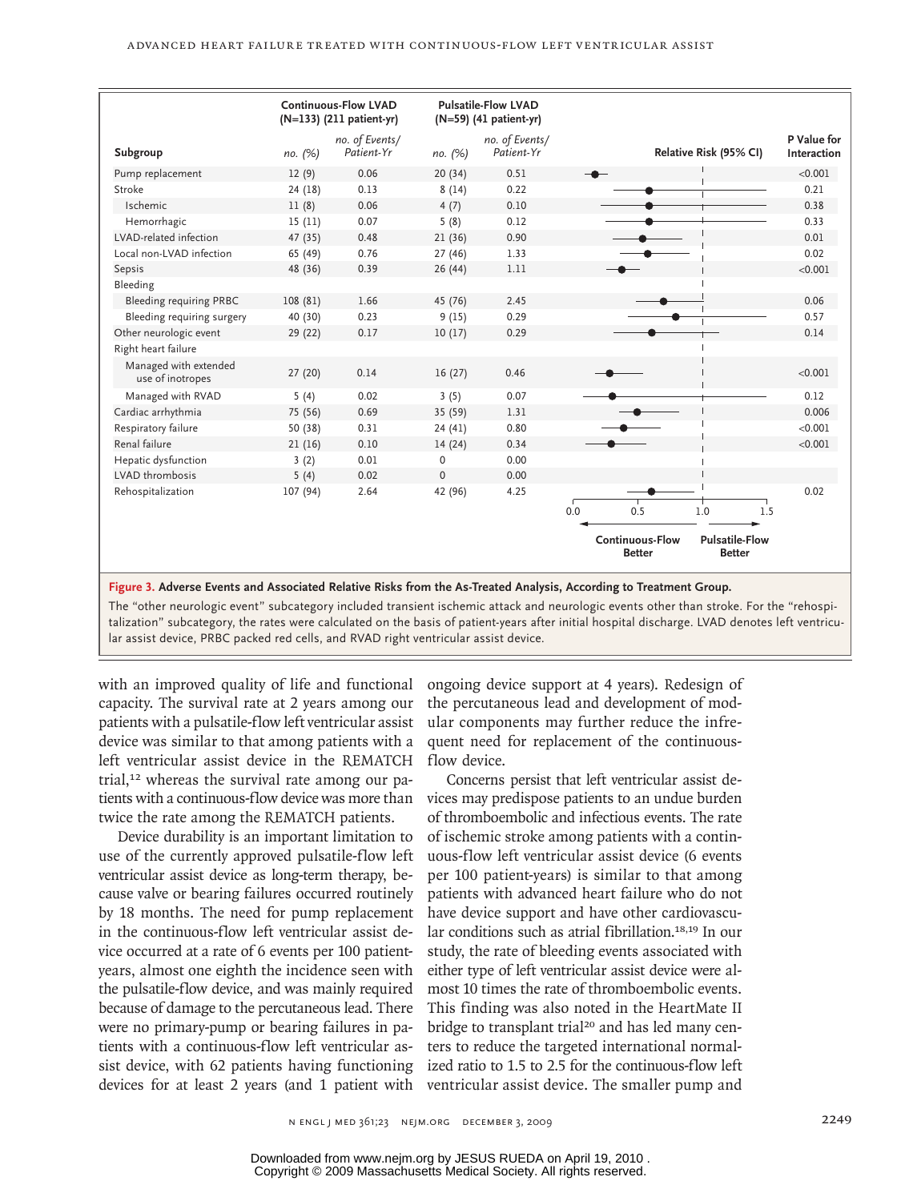| Subgroup | Continuous-Flow LVAD (N=133) (211 patient-yr) no. (%) | Continuous-Flow LVAD no. of Events/ Patient-Yr | Pulsatile-Flow LVAD (N=59) (41 patient-yr) no. (%) | Pulsatile-Flow LVAD no. of Events/ Patient-Yr | P Value for Interaction |
|---|---|---|---|---|---|
| Pump replacement | 12 (9) | 0.06 | 20 (34) | 0.51 | <0.001 |
| Stroke | 24 (18) | 0.13 | 8 (14) | 0.22 | 0.21 |
| Ischemic | 11 (8) | 0.06 | 4 (7) | 0.10 | 0.38 |
| Hemorrhagic | 15 (11) | 0.07 | 5 (8) | 0.12 | 0.33 |
| LVAD-related infection | 47 (35) | 0.48 | 21 (36) | 0.90 | 0.01 |
| Local non-LVAD infection | 65 (49) | 0.76 | 27 (46) | 1.33 | 0.02 |
| Sepsis | 48 (36) | 0.39 | 26 (44) | 1.11 | <0.001 |
| Bleeding | | | | | |
| Bleeding requiring PRBC | 108 (81) | 1.66 | 45 (76) | 2.45 | 0.06 |
| Bleeding requiring surgery | 40 (30) | 0.23 | 9 (15) | 0.29 | 0.57 |
| Other neurologic event | 29 (22) | 0.17 | 10 (17) | 0.29 | 0.14 |
| Right heart failure | | | | | |
| Managed with extended use of inotropes | 27 (20) | 0.14 | 16 (27) | 0.46 | <0.001 |
| Managed with RVAD | 5 (4) | 0.02 | 3 (5) | 0.07 | 0.12 |
| Cardiac arrhythmia | 75 (56) | 0.69 | 35 (59) | 1.31 | 0.006 |
| Respiratory failure | 50 (38) | 0.31 | 24 (41) | 0.80 | <0.001 |
| Renal failure | 21 (16) | 0.10 | 14 (24) | 0.34 | <0.001 |
| Hepatic dysfunction | 3 (2) | 0.01 | 0 | 0.00 | |
| LVAD thrombosis | 5 (4) | 0.02 | 0 | 0.00 | |
| Rehospitalization | 107 (94) | 2.64 | 42 (96) | 4.25 | 0.02 |

Relative Risk (95% CI) axis: 0.0, 0.5, 1.0, 1.5 — ← Continuous-Flow Better | Pulsatile-Flow Better →

**Figure 3. Adverse Events and Associated Relative Risks from the As-Treated Analysis, According to Treatment Group.**

The "other neurologic event" subcategory included transient ischemic attack and neurologic events other than stroke. For the "rehospitalization" subcategory, the rates were calculated on the basis of patient-years after initial hospital discharge. LVAD denotes left ventricular assist device, PRBC packed red cells, and RVAD right ventricular assist device.

with an improved quality of life and functional capacity. The survival rate at 2 years among our patients with a pulsatile-flow left ventricular assist device was similar to that among patients with a left ventricular assist device in the REMATCH trial,[12] whereas the survival rate among our patients with a continuous-flow device was more than twice the rate among the REMATCH patients.

Device durability is an important limitation to use of the currently approved pulsatile-flow left ventricular assist device as long-term therapy, because valve or bearing failures occurred routinely by 18 months. The need for pump replacement in the continuous-flow left ventricular assist device occurred at a rate of 6 events per 100 patient-years, almost one eighth the incidence seen with the pulsatile-flow device, and was mainly required because of damage to the percutaneous lead. There were no primary-pump or bearing failures in patients with a continuous-flow left ventricular assist device, with 62 patients having functioning devices for at least 2 years (and 1 patient with ongoing device support at 4 years). Redesign of the percutaneous lead and development of modular components may further reduce the infrequent need for replacement of the continuous-flow device.

Concerns persist that left ventricular assist devices may predispose patients to an undue burden of thromboembolic and infectious events. The rate of ischemic stroke among patients with a continuous-flow left ventricular assist device (6 events per 100 patient-years) is similar to that among patients with advanced heart failure who do not have device support and have other cardiovascular conditions such as atrial fibrillation.[18,19] In our study, the rate of bleeding events associated with either type of left ventricular assist device were almost 10 times the rate of thromboembolic events. This finding was also noted in the HeartMate II bridge to transplant trial[20] and has led many centers to reduce the targeted international normalized ratio to 1.5 to 2.5 for the continuous-flow left ventricular assist device. The smaller pump and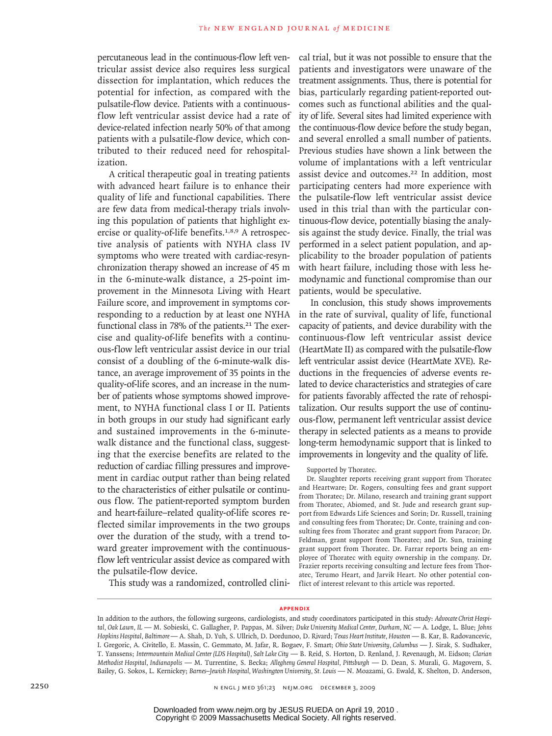percutaneous lead in the continuous-flow left ventricular assist device also requires less surgical dissection for implantation, which reduces the potential for infection, as compared with the pulsatile-flow device. Patients with a continuous-flow left ventricular assist device had a rate of device-related infection nearly 50% of that among patients with a pulsatile-flow device, which contributed to their reduced need for rehospitalization.

A critical therapeutic goal in treating patients with advanced heart failure is to enhance their quality of life and functional capabilities. There are few data from medical-therapy trials involving this population of patients that highlight exercise or quality-of-life benefits.[1,8,9] A retrospective analysis of patients with NYHA class IV symptoms who were treated with cardiac-resynchronization therapy showed an increase of 45 m in the 6-minute-walk distance, a 25-point improvement in the Minnesota Living with Heart Failure score, and improvement in symptoms corresponding to a reduction by at least one NYHA functional class in 78% of the patients.[21] The exercise and quality-of-life benefits with a continuous-flow left ventricular assist device in our trial consist of a doubling of the 6-minute-walk distance, an average improvement of 35 points in the quality-of-life scores, and an increase in the number of patients whose symptoms showed improvement, to NYHA functional class I or II. Patients in both groups in our study had significant early and sustained improvements in the 6-minute-walk distance and the functional class, suggesting that the exercise benefits are related to the reduction of cardiac filling pressures and improvement in cardiac output rather than being related to the characteristics of either pulsatile or continuous flow. The patient-reported symptom burden and heart-failure–related quality-of-life scores reflected similar improvements in the two groups over the duration of the study, with a trend toward greater improvement with the continuous-flow left ventricular assist device as compared with the pulsatile-flow device.

This study was a randomized, controlled clinical trial, but it was not possible to ensure that the patients and investigators were unaware of the treatment assignments. Thus, there is potential for bias, particularly regarding patient-reported outcomes such as functional abilities and the quality of life. Several sites had limited experience with the continuous-flow device before the study began, and several enrolled a small number of patients. Previous studies have shown a link between the volume of implantations with a left ventricular assist device and outcomes.[22] In addition, most participating centers had more experience with the pulsatile-flow left ventricular assist device used in this trial than with the particular continuous-flow device, potentially biasing the analysis against the study device. Finally, the trial was performed in a select patient population, and applicability to the broader population of patients with heart failure, including those with less hemodynamic and functional compromise than our patients, would be speculative.

In conclusion, this study shows improvements in the rate of survival, quality of life, functional capacity of patients, and device durability with the continuous-flow left ventricular assist device (HeartMate II) as compared with the pulsatile-flow left ventricular assist device (HeartMate XVE). Reductions in the frequencies of adverse events related to device characteristics and strategies of care for patients favorably affected the rate of rehospitalization. Our results support the use of continuous-flow, permanent left ventricular assist device therapy in selected patients as a means to provide long-term hemodynamic support that is linked to improvements in longevity and the quality of life.

Supported by Thoratec.

Dr. Slaughter reports receiving grant support from Thoratec and Heartware; Dr. Rogers, consulting fees and grant support from Thoratec; Dr. Milano, research and training grant support from Thoratec, Abiomed, and St. Jude and research grant support from Edwards Life Sciences and Sorin; Dr. Russell, training and consulting fees from Thoratec; Dr. Conte, training and consulting fees from Thoratec and grant support from Paracor; Dr. Feldman, grant support from Thoratec; and Dr. Sun, training grant support from Thoratec. Dr. Farrar reports being an employee of Thoratec with equity ownership in the company. Dr. Frazier reports receiving consulting and lecture fees from Thoratec, Terumo Heart, and Jarvik Heart. No other potential conflict of interest relevant to this article was reported.

## APPENDIX

In addition to the authors, the following surgeons, cardiologists, and study coordinators participated in this study: *Advocate Christ Hospital, Oak Lawn, IL* — M. Sobieski, C. Gallagher, P. Pappas, M. Silver; *Duke University Medical Center, Durham, NC* — A. Lodge, L. Blue; *Johns Hopkins Hospital, Baltimore* — A. Shah, D. Yuh, S. Ullrich, D. Dordunoo, D. Rivard; *Texas Heart Institute, Houston* — B. Kar, B. Radovancevic, I. Gregoric, A. Civitello, E. Massin, C. Gemmato, M. Jafar, R. Bogaev, F. Smart; *Ohio State University, Columbus* — J. Sirak, S. Sudhaker, T. Yanssens; *Intermountain Medical Center (LDS Hospital), Salt Lake City* — B. Reid, S. Horton, D. Renland, J. Revenaugh, M. Eidson; *Clarian Methodist Hospital, Indianapolis* — M. Turrentine, S. Becka; *Allegheny General Hospital, Pittsburgh* — D. Dean, S. Murali, G. Magovern, S. Bailey, G. Sokos, L. Kernickey; *Barnes–Jewish Hospital, Washington University, St. Louis* — N. Moazami, G. Ewald, K. Shelton, D. Anderson,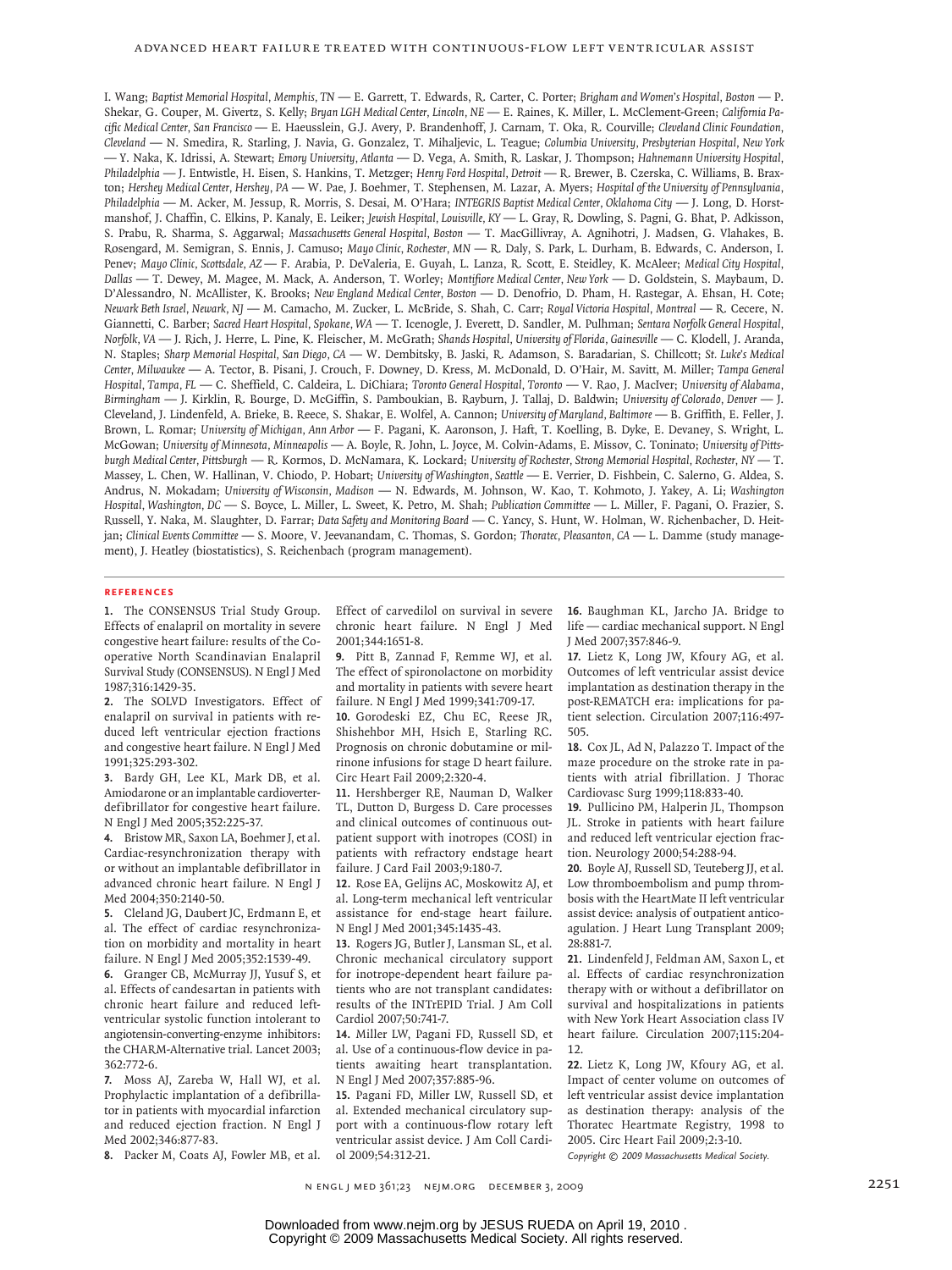I. Wang; *Baptist Memorial Hospital, Memphis, TN* — E. Garrett, T. Edwards, R. Carter, C. Porter; *Brigham and Women's Hospital, Boston* — P. Shekar, G. Couper, M. Givertz, S. Kelly; *Bryan LGH Medical Center, Lincoln, NE* — E. Raines, K. Miller, L. McClement-Green; *California Pacific Medical Center, San Francisco* — E. Haeusslein, G.J. Avery, P. Brandenhoff, J. Carnam, T. Oka, R. Courville; *Cleveland Clinic Foundation, Cleveland* — N. Smedira, R. Starling, J. Navia, G. Gonzalez, T. Mihaljevic, L. Teague; *Columbia University, Presbyterian Hospital, New York* — Y. Naka, K. Idrissi, A. Stewart; *Emory University, Atlanta* — D. Vega, A. Smith, R. Laskar, J. Thompson; *Hahnemann University Hospital, Philadelphia* — J. Entwistle, H. Eisen, S. Hankins, T. Metzger; *Henry Ford Hospital, Detroit* — R. Brewer, B. Czerska, C. Williams, B. Braxton; *Hershey Medical Center, Hershey, PA* — W. Pae, J. Boehmer, T. Stephensen, M. Lazar, A. Myers; *Hospital of the University of Pennsylvania, Philadelphia* — M. Acker, M. Jessup, R. Morris, S. Desai, M. O'Hara; *INTEGRIS Baptist Medical Center, Oklahoma City* — J. Long, D. Horstmanshof, J. Chaffin, C. Elkins, P. Kanaly, E. Leiker; *Jewish Hospital, Louisville, KY* — L. Gray, R. Dowling, S. Pagni, G. Bhat, P. Adkisson, S. Prabu, R. Sharma, S. Aggarwal; *Massachusetts General Hospital, Boston* — T. MacGillivray, A. Agnihotri, J. Madsen, G. Vlahakes, B. Rosengard, M. Semigran, S. Ennis, J. Camuso; *Mayo Clinic, Rochester, MN* — R. Daly, S. Park, L. Durham, B. Edwards, C. Anderson, I. Penev; *Mayo Clinic, Scottsdale, AZ* — F. Arabia, P. DeValeria, E. Guyah, L. Lanza, R. Scott, E. Steidley, K. McAleer; *Medical City Hospital, Dallas* — T. Dewey, M. Magee, M. Mack, A. Anderson, T. Worley; *Montifiore Medical Center, New York* — D. Goldstein, S. Maybaum, D. D'Alessandro, N. McAllister, K. Brooks; *New England Medical Center, Boston* — D. Denofrio, D. Pham, H. Rastegar, A. Ehsan, H. Cote; *Newark Beth Israel, Newark, NJ* — M. Camacho, M. Zucker, L. McBride, S. Shah, C. Carr; *Royal Victoria Hospital, Montreal* — R. Cecere, N. Giannetti, C. Barber; *Sacred Heart Hospital, Spokane, WA* — T. Icenogle, J. Everett, D. Sandler, M. Pulhman; *Sentara Norfolk General Hospital, Norfolk, VA* — J. Rich, J. Herre, L. Pine, K. Fleischer, M. McGrath; *Shands Hospital, University of Florida, Gainesville* — C. Klodell, J. Aranda, N. Staples; *Sharp Memorial Hospital, San Diego, CA* — W. Dembitsky, B. Jaski, R. Adamson, S. Baradarian, S. Chillcott; *St. Luke's Medical Center, Milwaukee* — A. Tector, B. Pisani, J. Crouch, F. Downey, D. Kress, M. McDonald, D. O'Hair, M. Savitt, M. Miller; *Tampa General Hospital, Tampa, FL* — C. Sheffield, C. Caldeira, L. DiChiara; *Toronto General Hospital, Toronto* — V. Rao, J. MacIver; *University of Alabama, Birmingham* — J. Kirklin, R. Bourge, D. McGiffin, S. Pamboukian, B. Rayburn, J. Tallaj, D. Baldwin; *University of Colorado, Denver* — J. Cleveland, J. Lindenfeld, A. Brieke, B. Reece, S. Shakar, E. Wolfel, A. Cannon; *University of Maryland, Baltimore* — B. Griffith, E. Feller, J. Brown, L. Romar; *University of Michigan, Ann Arbor* — F. Pagani, K. Aaronson, J. Haft, T. Koelling, B. Dyke, E. Devaney, S. Wright, L. McGowan; *University of Minnesota, Minneapolis* — A. Boyle, R. John, L. Joyce, M. Colvin-Adams, E. Missov, C. Toninato; *University of Pittsburgh Medical Center, Pittsburgh* — R. Kormos, D. McNamara, K. Lockard; *University of Rochester, Strong Memorial Hospital, Rochester, NY* — T. Massey, L. Chen, W. Hallinan, V. Chiodo, P. Hobart; *University of Washington, Seattle* — E. Verrier, D. Fishbein, C. Salerno, G. Aldea, S. Andrus, N. Mokadam; *University of Wisconsin, Madison* — N. Edwards, M. Johnson, W. Kao, T. Kohmoto, J. Yakey, A. Li; *Washington Hospital, Washington, DC* — S. Boyce, L. Miller, L. Sweet, K. Petro, M. Shah; *Publication Committee* — L. Miller, F. Pagani, O. Frazier, S. Russell, Y. Naka, M. Slaughter, D. Farrar; *Data Safety and Monitoring Board* — C. Yancy, S. Hunt, W. Holman, W. Richenbacher, D. Heitjan; *Clinical Events Committee* — S. Moore, V. Jeevanandam, C. Thomas, S. Gordon; *Thoratec, Pleasanton, CA* — L. Damme (study management), J. Heatley (biostatistics), S. Reichenbach (program management).

## References

1. The CONSENSUS Trial Study Group. Effects of enalapril on mortality in severe congestive heart failure: results of the Cooperative North Scandinavian Enalapril Survival Study (CONSENSUS). N Engl J Med 1987;316:1429-35.
2. The SOLVD Investigators. Effect of enalapril on survival in patients with reduced left ventricular ejection fractions and congestive heart failure. N Engl J Med 1991;325:293-302.
3. Bardy GH, Lee KL, Mark DB, et al. Amiodarone or an implantable cardioverter-defibrillator for congestive heart failure. N Engl J Med 2005;352:225-37.
4. Bristow MR, Saxon LA, Boehmer J, et al. Cardiac-resynchronization therapy with or without an implantable defibrillator in advanced chronic heart failure. N Engl J Med 2004;350:2140-50.
5. Cleland JG, Daubert JC, Erdmann E, et al. The effect of cardiac resynchronization on morbidity and mortality in heart failure. N Engl J Med 2005;352:1539-49.
6. Granger CB, McMurray JJ, Yusuf S, et al. Effects of candesartan in patients with chronic heart failure and reduced left-ventricular systolic function intolerant to angiotensin-converting-enzyme inhibitors: the CHARM-Alternative trial. Lancet 2003; 362:772-6.
7. Moss AJ, Zareba W, Hall WJ, et al. Prophylactic implantation of a defibrillator in patients with myocardial infarction and reduced ejection fraction. N Engl J Med 2002;346:877-83.
8. Packer M, Coats AJ, Fowler MB, et al. Effect of carvedilol on survival in severe chronic heart failure. N Engl J Med 2001;344:1651-8.
9. Pitt B, Zannad F, Remme WJ, et al. The effect of spironolactone on morbidity and mortality in patients with severe heart failure. N Engl J Med 1999;341:709-17.
10. Gorodeski EZ, Chu EC, Reese JR, Shishehbor MH, Hsich E, Starling RC. Prognosis on chronic dobutamine or milrinone infusions for stage D heart failure. Circ Heart Fail 2009;2:320-4.
11. Hershberger RE, Nauman D, Walker TL, Dutton D, Burgess D. Care processes and clinical outcomes of continuous outpatient support with inotropes (COSI) in patients with refractory endstage heart failure. J Card Fail 2003;9:180-7.
12. Rose EA, Gelijns AC, Moskowitz AJ, et al. Long-term mechanical left ventricular assistance for end-stage heart failure. N Engl J Med 2001;345:1435-43.
13. Rogers JG, Butler J, Lansman SL, et al. Chronic mechanical circulatory support for inotrope-dependent heart failure patients who are not transplant candidates: results of the INTrEPID Trial. J Am Coll Cardiol 2007;50:741-7.
14. Miller LW, Pagani FD, Russell SD, et al. Use of a continuous-flow device in patients awaiting heart transplantation. N Engl J Med 2007;357:885-96.
15. Pagani FD, Miller LW, Russell SD, et al. Extended mechanical circulatory support with a continuous-flow rotary left ventricular assist device. J Am Coll Cardiol 2009;54:312-21.
16. Baughman KL, Jarcho JA. Bridge to life — cardiac mechanical support. N Engl J Med 2007;357:846-9.
17. Lietz K, Long JW, Kfoury AG, et al. Outcomes of left ventricular assist device implantation as destination therapy in the post-REMATCH era: implications for patient selection. Circulation 2007;116:497-505.
18. Cox JL, Ad N, Palazzo T. Impact of the maze procedure on the stroke rate in patients with atrial fibrillation. J Thorac Cardiovasc Surg 1999;118:833-40.
19. Pullicino PM, Halperin JL, Thompson JL. Stroke in patients with heart failure and reduced left ventricular ejection fraction. Neurology 2000;54:288-94.
20. Boyle AJ, Russell SD, Teuteberg JJ, et al. Low thromboembolism and pump thrombosis with the HeartMate II left ventricular assist device: analysis of outpatient anticoagulation. J Heart Lung Transplant 2009; 28:881-7.
21. Lindenfeld J, Feldman AM, Saxon L, et al. Effects of cardiac resynchronization therapy with or without a defibrillator on survival and hospitalizations in patients with New York Heart Association class IV heart failure. Circulation 2007;115:204-12.
22. Lietz K, Long JW, Kfoury AG, et al. Impact of center volume on outcomes of left ventricular assist device implantation as destination therapy: analysis of the Thoratec Heartmate Registry, 1998 to 2005. Circ Heart Fail 2009;2:3-10.

*Copyright © 2009 Massachusetts Medical Society.*